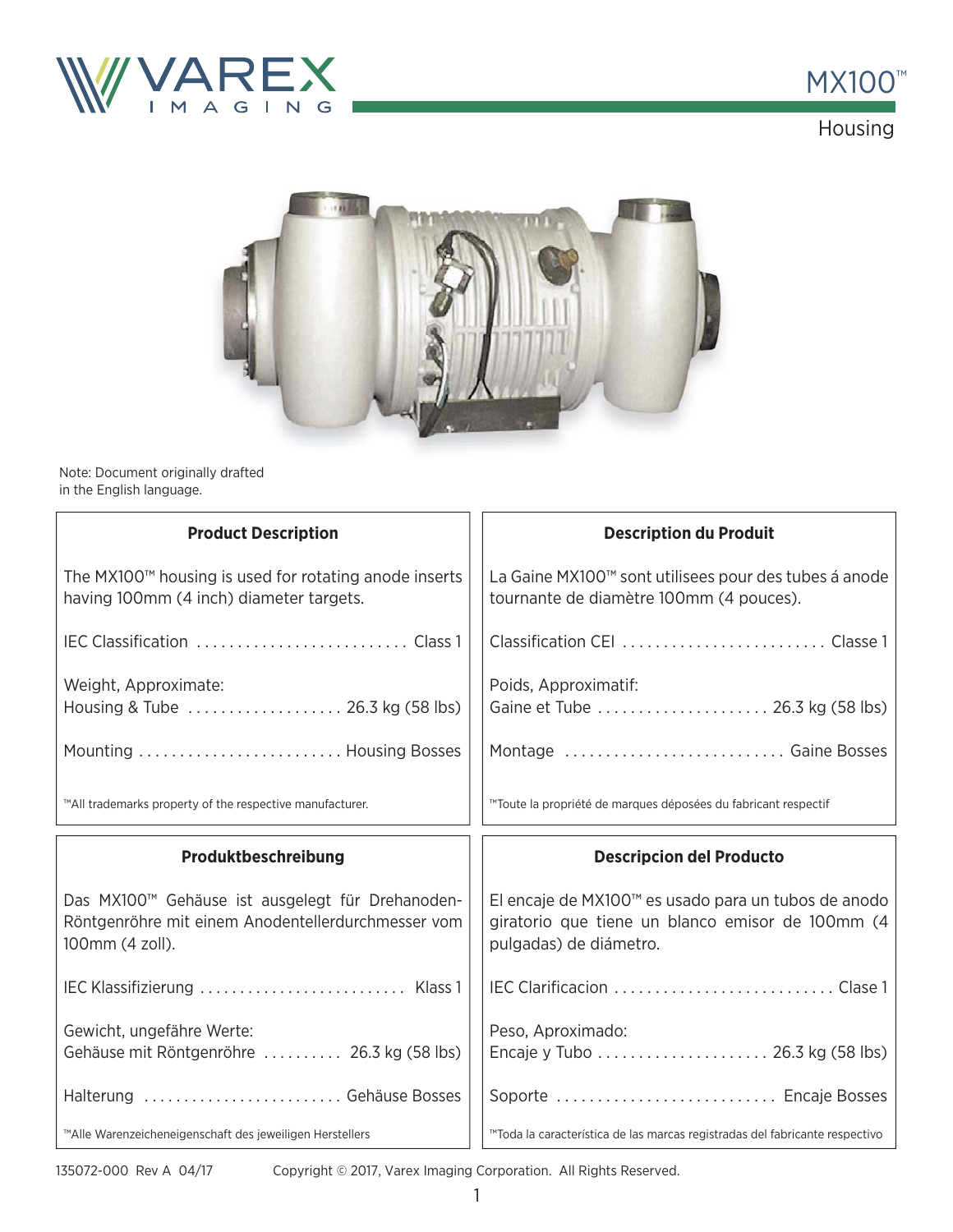# MX100™

## Housing

Note: Document originally drafted in the English language.

### Product Description

The MX100™ housing is used for rotating anode inserts having 100mm (4 inch) diameter targets.

IEC Classification .......................... Class 1

Weight, Approximate:
Housing & Tube ................... 26.3 kg (58 lbs)

Mounting ......................... Housing Bosses

™All trademarks property of the respective manufacturer.

### Description du Produit

La Gaine MX100™ sont utilisees pour des tubes á anode tournante de diamètre 100mm (4 pouces).

Classification CEI ......................... Classe 1

Poids, Approximatif:
Gaine et Tube ..................... 26.3 kg (58 lbs)

Montage ........................... Gaine Bosses

™Toute la propriété de marques déposées du fabricant respectif

### Produktbeschreibung

Das MX100™ Gehäuse ist ausgelegt für Drehanoden-Röntgenröhre mit einem Anodentellerdurchmesser vom 100mm (4 zoll).

IEC Klassifizierung .......................... Klass 1

Gewicht, ungefähre Werte:
Gehäuse mit Röntgenröhre .......... 26.3 kg (58 lbs)

Halterung ......................... Gehäuse Bosses

™Alle Warenzeicheneigenschaft des jeweiligen Herstellers

### Descripcion del Producto

El encaje de MX100™ es usado para un tubos de anodo giratorio que tiene un blanco emisor de 100mm (4 pulgadas) de diámetro.

IEC Clarificacion ........................... Clase 1

Peso, Aproximado:
Encaje y Tubo ..................... 26.3 kg (58 lbs)

Soporte ........................... Encaje Bosses

™Toda la característica de las marcas registradas del fabricante respectivo

135072-000 Rev A 04/17 Copyright © 2017, Varex Imaging Corporation. All Rights Reserved.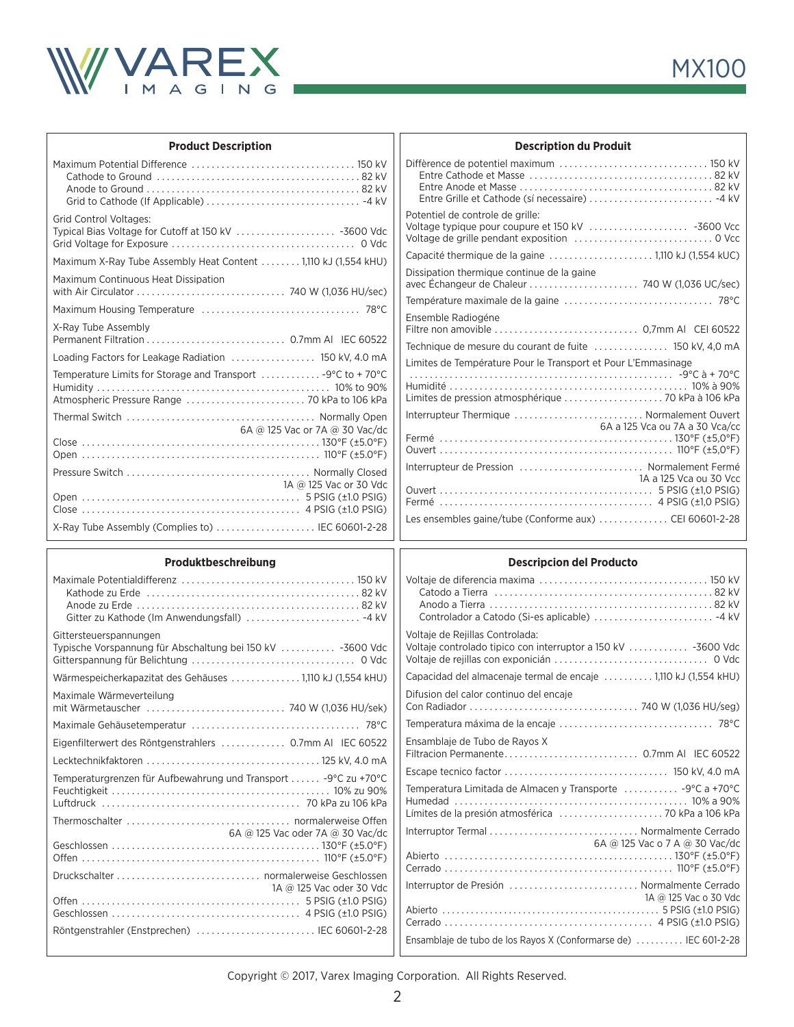## Product Description

| | |
|---|---|
| Maximum Potential Difference | 150 kV |
| Cathode to Ground | 82 kV |
| Anode to Ground | 82 kV |
| Grid to Cathode (If Applicable) | -4 kV |
| Grid Control Voltages: | |
| Typical Bias Voltage for Cutoff at 150 kV | -3600 Vdc |
| Grid Voltage for Exposure | 0 Vdc |
| Maximum X-Ray Tube Assembly Heat Content | 1,110 kJ (1,554 kHU) |
| Maximum Continuous Heat Dissipation with Air Circulator | 740 W (1,036 HU/sec) |
| Maximum Housing Temperature | 78°C |
| X-Ray Tube Assembly Permanent Filtration | 0.7mm Al IEC 60522 |
| Loading Factors for Leakage Radiation | 150 kV, 4.0 mA |
| Temperature Limits for Storage and Transport | -9°C to +70°C |
| Humidity | 10% to 90% |
| Atmospheric Pressure Range | 70 kPa to 106 kPa |
| Thermal Switch | Normally Open 6A @ 125 Vac or 7A @ 30 Vac/dc |
| Close | 130°F (±5.0°F) |
| Open | 110°F (±5.0°F) |
| Pressure Switch | Normally Closed 1A @ 125 Vac or 30 Vdc |
| Open | 5 PSIG (±1.0 PSIG) |
| Close | 4 PSIG (±1.0 PSIG) |
| X-Ray Tube Assembly (Complies to) | IEC 60601-2-28 |

## Description du Produit

| | |
|---|---|
| Diffèrence de potentiel maximum | 150 kV |
| Entre Cathode et Masse | 82 kV |
| Entre Anode et Masse | 82 kV |
| Entre Grille et Cathode (sí necessaire) | -4 kV |
| Potentiel de controle de grille: | |
| Voltage typique pour coupure et 150 kV | -3600 Vcc |
| Voltage de grille pendant exposition | 0 Vcc |
| Capacité thermique de la gaine | 1,110 kJ (1,554 kUC) |
| Dissipation thermique continue de la gaine avec Échangeur de Chaleur | 740 W (1,036 UC/sec) |
| Température maximale de la gaine | 78°C |
| Ensemble Radiogéne Filtre non amovible | 0,7mm Al CEI 60522 |
| Technique de mesure du courant de fuite | 150 kV, 4,0 mA |
| Limites de Température Pour le Transport et Pour L'Emmasinage | -9°C à + 70°C |
| Humidité | 10% à 90% |
| Limites de pression atmosphérique | 70 kPa à 106 kPa |
| Interrupteur Thermique | Normalement Ouvert 6A a 125 Vca ou 7A a 30 Vca/cc |
| Fermé | 130°F (±5,0°F) |
| Ouvert | 110°F (±5,0°F) |
| Interrupteur de Pression | Normalement Fermé 1A a 125 Vca ou 30 Vcc |
| Ouvert | 5 PSIG (±1,0 PSIG) |
| Fermé | 4 PSIG (±1,0 PSIG) |
| Les ensembles gaine/tube (Conforme aux) | CEI 60601-2-28 |

## Produktbeschreibung

| | |
|---|---|
| Maximale Potentialdifferenz | 150 kV |
| Kathode zu Erde | 82 kV |
| Anode zu Erde | 82 kV |
| Gitter zu Kathode (Im Anwendungsfall) | -4 kV |
| Gittersteuerspannungen | |
| Typische Vorspannung für Abschaltung bei 150 kV | -3600 Vdc |
| Gitterspannung für Belichtung | 0 Vdc |
| Wärmespeicherkapazitat des Gehäuses | 1,110 kJ (1,554 kHU) |
| Maximale Wärmeverteilung mit Wärmetauscher | 740 W (1,036 HU/sek) |
| Maximale Gehäusetemperatur | 78°C |
| Eigenfilterwert des Röntgenstrahlers | 0.7mm Al IEC 60522 |
| Lecktechnikfaktoren | 125 kV, 4.0 mA |
| Temperaturgrenzen für Aufbewahrung und Transport | -9°C zu +70°C |
| Feuchtigkeit | 10% zu 90% |
| Luftdruck | 70 kPa zu 106 kPa |
| Thermoschalter | normalerweise Offen 6A @ 125 Vac oder 7A @ 30 Vac/dc |
| Geschlossen | 130°F (±5.0°F) |
| Offen | 110°F (±5.0°F) |
| Druckschalter | normalerweise Geschlossen 1A @ 125 Vac oder 30 Vdc |
| Offen | 5 PSIG (±1.0 PSIG) |
| Geschlossen | 4 PSIG (±1.0 PSIG) |
| Röntgenstrahler (Enstprechen) | IEC 60601-2-28 |

## Descripcion del Producto

| | |
|---|---|
| Voltaje de diferencia maxima | 150 kV |
| Catodo a Tierra | 82 kV |
| Anodo a Tierra | 82 kV |
| Controlador a Catodo (Si-es aplicable) | -4 kV |
| Voltaje de Rejillas Controlada: | |
| Voltaje controlado tipico con interruptor a 150 kV | -3600 Vdc |
| Voltaje de rejillas con exponición | 0 Vdc |
| Capacidad del almacenaje termal de encaje | 1,110 kJ (1,554 kHU) |
| Difusion del calor continuo del encaje Con Radiador | 740 W (1,036 HU/seg) |
| Temperatura máxima de la encaje | 78°C |
| Ensamblaje de Tubo de Rayos X Filtracion Permanente | 0.7mm Al IEC 60522 |
| Escape tecnico factor | 150 kV, 4.0 mA |
| Temperatura Limitada de Almacen y Transporte | -9°C a +70°C |
| Humedad | 10% a 90% |
| Límites de la presión atmosférica | 70 kPa a 106 kPa |
| Interruptor Termal | Normalmente Cerrado 6A @ 125 Vac o 7 A @ 30 Vac/dc |
| Abierto | 130°F (±5.0°F) |
| Cerrado | 110°F (±5.0°F) |
| Interruptor de Presión | Normalmente Cerrado 1A @ 125 Vac o 30 Vdc |
| Abierto | 5 PSIG (±1.0 PSIG) |
| Cerrado | 4 PSIG (±1.0 PSIG) |
| Ensamblaje de tubo de los Rayos X (Conformarse de) | IEC 601-2-28 |

Copyright © 2017, Varex Imaging Corporation. All Rights Reserved.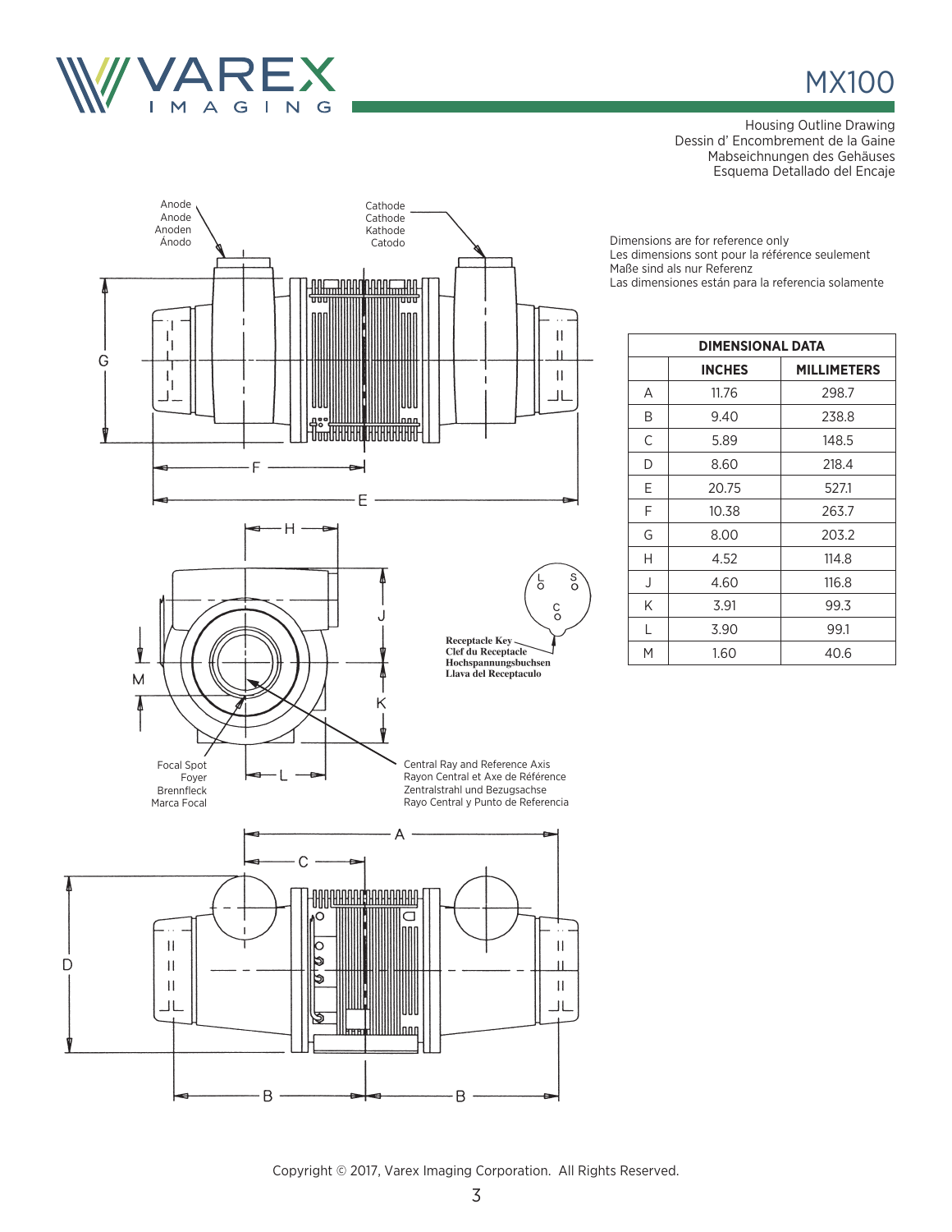# MX100

Housing Outline Drawing
Dessin d' Encombrement de la Gaine
Mabseichnungen des Gehäuses
Esquema Detallado del Encaje

Anode
Anode
Anoden
Ánodo

Cathode
Cathode
Kathode
Catodo

Dimensions are for reference only
Les dimensions sont pour la référence seulement
Maße sind als nur Referenz
Las dimensiones están para la referencia solamente

| DIMENSIONAL DATA | | |
|---|---|---|
| | INCHES | MILLIMETERS |
| A | 11.76 | 298.7 |
| B | 9.40 | 238.8 |
| C | 5.89 | 148.5 |
| D | 8.60 | 218.4 |
| E | 20.75 | 527.1 |
| F | 10.38 | 263.7 |
| G | 8.00 | 203.2 |
| H | 4.52 | 114.8 |
| J | 4.60 | 116.8 |
| K | 3.91 | 99.3 |
| L | 3.90 | 99.1 |
| M | 1.60 | 40.6 |

**Receptacle Key**
**Clef du Receptacle**
**Hochspannungsbuchsen**
**Llava del Receptaculo**

Focal Spot
Foyer
Brennfleck
Marca Focal

Central Ray and Reference Axis
Rayon Central et Axe de Référence
Zentralstrahl und Bezugsachse
Rayo Central y Punto de Referencia

Copyright © 2017, Varex Imaging Corporation. All Rights Reserved.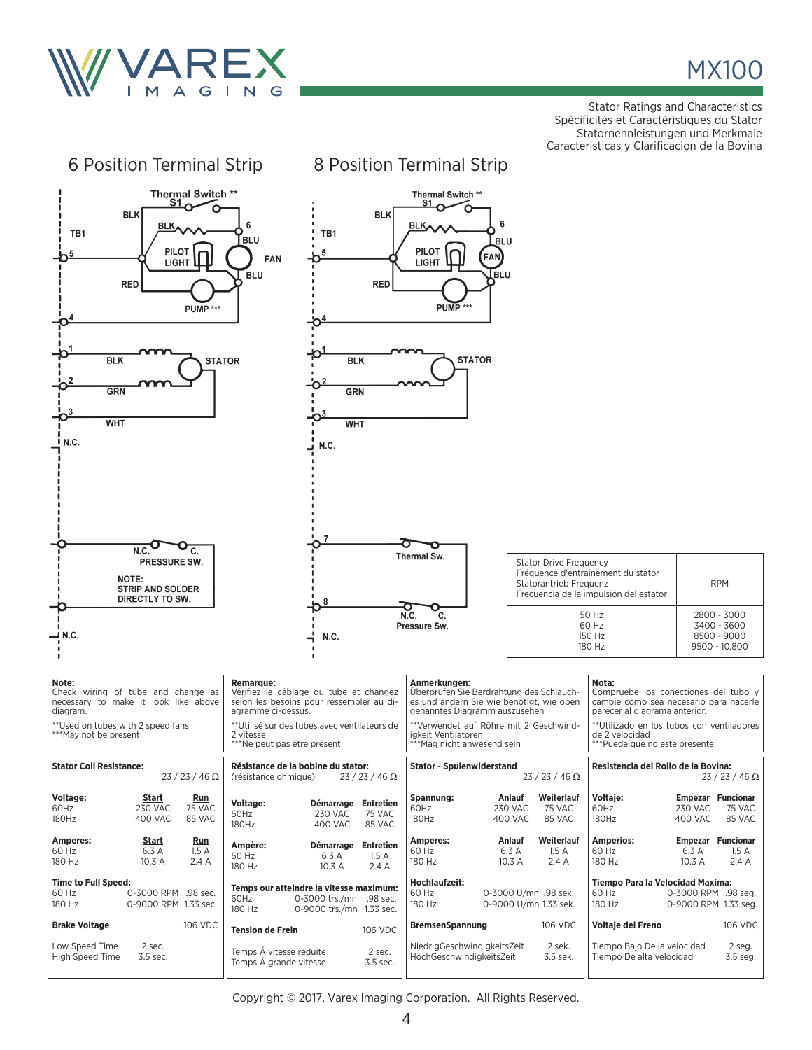# MX100

Stator Ratings and Characteristics
Spécificités et Caractéristiques du Stator
Statornennleistungen und Merkmale
Caracteristicas y Clarificacion de la Bovina

## 6 Position Terminal Strip

Thermal Switch ** S1
TB1
BLK, BLK, 6, BLU, PILOT LIGHT, FAN, BLU, RED, PUMP ***
5, 4, 1 BLK, 2 GRN, 3 WHT, STATOR
N.C.
N.C. C. PRESSURE SW.
NOTE: STRIP AND SOLDER DIRECTLY TO SW.
N.C.

## 8 Position Terminal Strip

Thermal Switch ** S1
TB1
BLK, BLK, 6, BLU, PILOT LIGHT, FAN, BLU, RED, PUMP ***
5, 4, 1 BLK, 2 GRN, 3 WHT, STATOR
N.C.
7 Thermal Sw.
8 N.C. C. Pressure Sw.
N.C.

| Stator Drive Frequency<br>Fréquence d'entraînement du stator<br>Statorantrieb Frequenz<br>Frecuencia de la impulsión del estator | RPM |
|---|---|
| 50 Hz | 2800 - 3000 |
| 60 Hz | 3400 - 3600 |
| 150 Hz | 8500 - 9000 |
| 180 Hz | 9500 - 10,800 |

**Note:**
Check wiring of tube and change as necessary to make it look like above diagram.

**Used on tubes with 2 speed fans
***May not be present

**Remarque:**
Vérifiez le câblage du tube et changez selon les besoins pour ressembler au diagramme ci-dessus.

**Utilisé sur des tubes avec ventilateurs de 2 vitesse
***Ne peut pas être présent

**Anmerkungen:**
Überprüfen Sie Berdrahtung des Schlauches und ändern Sie wie benötigt, wie oben genanntes Diagramm auszusehen

**Verwendet auf Röhre mit 2 Geschwindigkeit Ventilatoren
***Mag nicht anwesend sein

**Nota:**
Compruebe los conectiones del tubo y cambie como sea necesario para hacerle parecer al diagrama anterior.

**Utilizado en los tubos con ventiladores de 2 velocidad
***Puede que no este presente

### Stator Coil Resistance: 23 / 23 / 46 Ω

| Voltage: | Start | Run |
|---|---|---|
| 60Hz | 230 VAC | 75 VAC |
| 180Hz | 400 VAC | 85 VAC |

| Amperes: | Start | Run |
|---|---|---|
| 60 Hz | 6.3 A | 1.5 A |
| 180 Hz | 10.3 A | 2.4 A |

**Time to Full Speed:**
60 Hz 0-3000 RPM .98 sec.
180 Hz 0-9000 RPM 1.33 sec.

**Brake Voltage** 106 VDC

Low Speed Time 2 sec.
High Speed Time 3.5 sec.

### Résistance de la bobine du stator: (résistance ohmique) 23 / 23 / 46 Ω

| Voltage: | Démarrage | Entretien |
|---|---|---|
| 60Hz | 230 VAC | 75 VAC |
| 180Hz | 400 VAC | 85 VAC |

| Ampère: | Démarrage | Entretien |
|---|---|---|
| 60 Hz | 6.3 A | 1.5 A |
| 180 Hz | 10.3 A | 2.4 A |

**Temps our atteindre la vitesse maximum:**
60Hz 0-3000 trs./mn .98 sec.
180 Hz 0-9000 trs./mn 1.33 sec.

**Tension de Frein** 106 VDC

Temps Á vitesse réduite 2 sec.
Temps Á grande vitesse 3.5 sec.

### Stator - Spulenwiderstand 23 / 23 / 46 Ω

| Spannung: | Anlauf | Weiterlauf |
|---|---|---|
| 60Hz | 230 VAC | 75 VAC |
| 180Hz | 400 VAC | 85 VAC |

| Amperes: | Anlauf | Weiterlauf |
|---|---|---|
| 60 Hz | 6.3 A | 1.5 A |
| 180 Hz | 10.3 A | 2.4 A |

**Hochlaufzeit:**
60 Hz 0-3000 U/mn .98 sek.
180 Hz 0-9000 U/mn 1.33 sek.

**BremsenSpannung** 106 VDC

NiedrigGeschwindigkeitsZeit 2 sek.
HochGeschwindigkeitsZeit 3.5 sek.

### Resistencia del Rollo de la Bovina: 23 / 23 / 46 Ω

| Voltaje: | Empezar | Funcionar |
|---|---|---|
| 60Hz | 230 VAC | 75 VAC |
| 180Hz | 400 VAC | 85 VAC |

| Amperios: | Empezar | Funcionar |
|---|---|---|
| 60 Hz | 6.3 A | 1.5 A |
| 180 Hz | 10.3 A | 2.4 A |

**Tiempo Para la Velocidad Maxima:**
60 Hz 0-3000 RPM .98 seg.
180 Hz 0-9000 RPM 1.33 seg.

**Voltaje del Freno** 106 VDC

Tiempo Bajo De la velocidad 2 seg.
Tiempo De alta velocidad 3.5 seg.

Copyright © 2017, Varex Imaging Corporation. All Rights Reserved.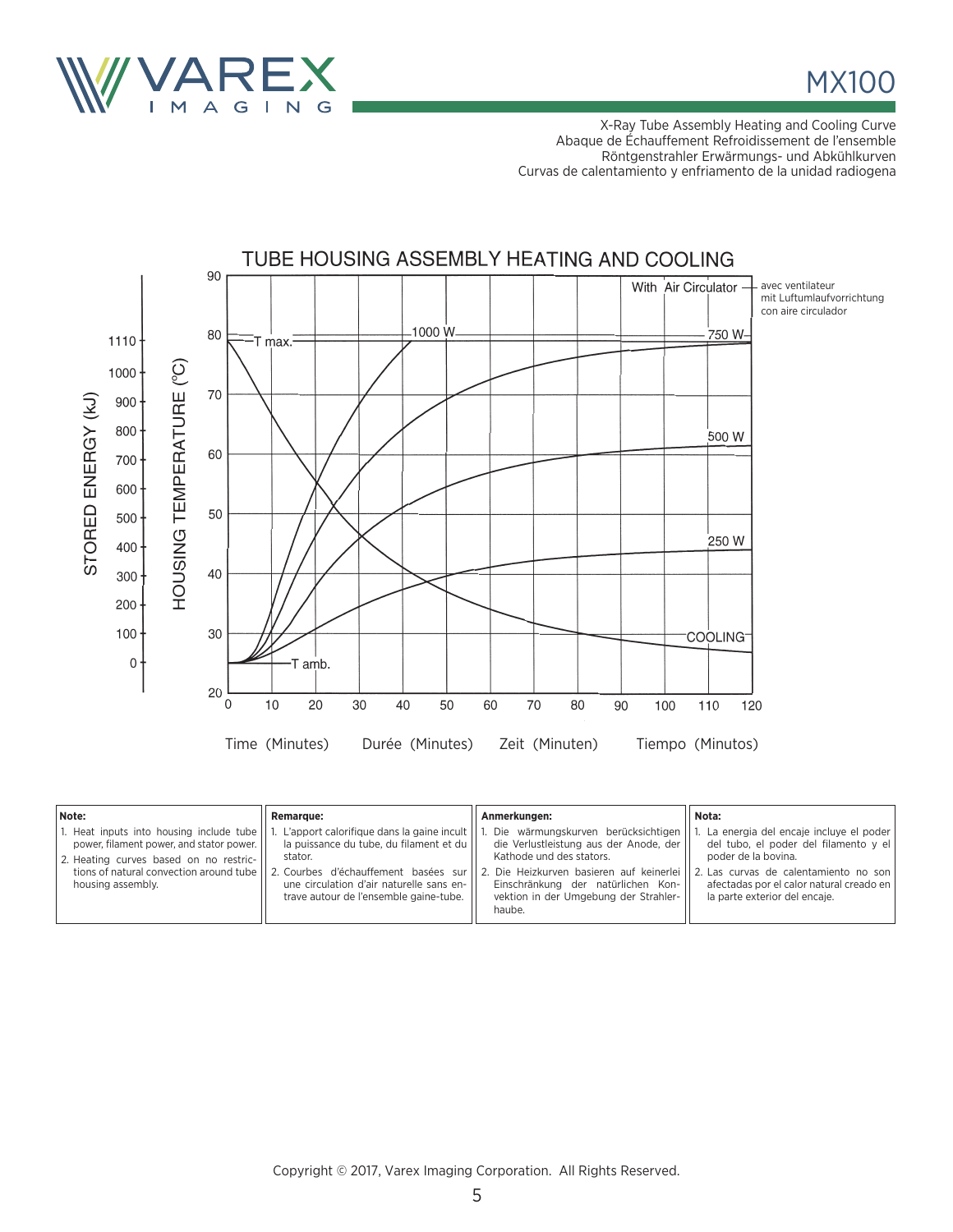# MX100

X-Ray Tube Assembly Heating and Cooling Curve
Abaque de Échauffement Refroidissement de l'ensemble
Röntgenstrahler Erwärmungs- und Abkühlkurven
Curvas de calentamiento y enfriamiento de la unidad radiogena

## TUBE HOUSING ASSEMBLY HEATING AND COOLING

With Air Circulator — avec ventilateur / mit Luftumlaufvorrichtung / con aire circulador

STORED ENERGY (kJ): 0, 100, 200, 300, 400, 500, 600, 700, 800, 900, 1000, 1110

HOUSING TEMPERATURE (°C): 20, 30, 40, 50, 60, 70, 80, 90

Curves: 1000 W, 750 W, 500 W, 250 W, COOLING, T max., T amb.

Time (Minutes) Durée (Minutes) Zeit (Minuten) Tiempo (Minutos): 0, 10, 20, 30, 40, 50, 60, 70, 80, 90, 100, 110, 120

| **Note:** | **Remarque:** | **Anmerkungen:** | **Nota:** |
|---|---|---|---|
| 1. Heat inputs into housing include tube power, filament power, and stator power.<br>2. Heating curves based on no restrictions of natural convection around tube housing assembly. | 1. L'apport calorifique dans la gaine incult la puissance du tube, du filament et du stator.<br>2. Courbes d'échauffement basées sur une circulation d'air naturelle sans entrave autour de l'ensemble gaine-tube. | 1. Die wärmungskurven berücksichtigen die Verlustleistung aus der Anode, der Kathode und des stators.<br>2. Die Heizkurven basieren auf keinerlei Einschränkung der natürlichen Konvektion in der Umgebung der Strahlerhaube. | 1. La energia del encaje incluye el poder del tubo, el poder del filamento y el poder de la bovina.<br>2. Las curvas de calentamiento no son afectadas por el calor natural creado en la parte exterior del encaje. |

Copyright © 2017, Varex Imaging Corporation. All Rights Reserved.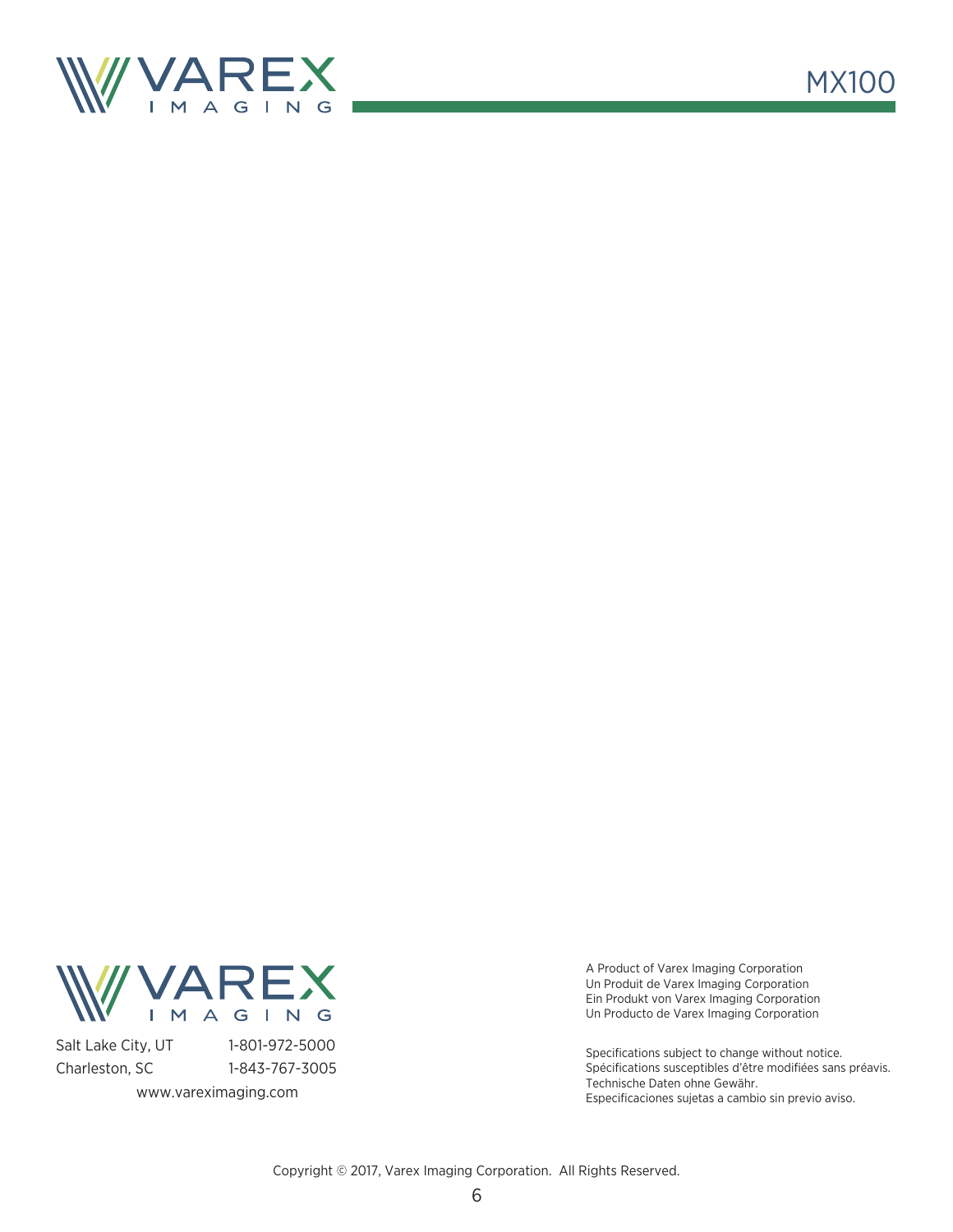VAREX IMAGING

Salt Lake City, UT 1-801-972-5000
Charleston, SC 1-843-767-3005
www.vareximaging.com

A Product of Varex Imaging Corporation
Un Produit de Varex Imaging Corporation
Ein Produkt von Varex Imaging Corporation
Un Producto de Varex Imaging Corporation

Specifications subject to change without notice.
Spécifications susceptibles d'être modifiées sans préavis.
Technische Daten ohne Gewähr.
Especificaciones sujetas a cambio sin previo aviso.

Copyright © 2017, Varex Imaging Corporation. All Rights Reserved.